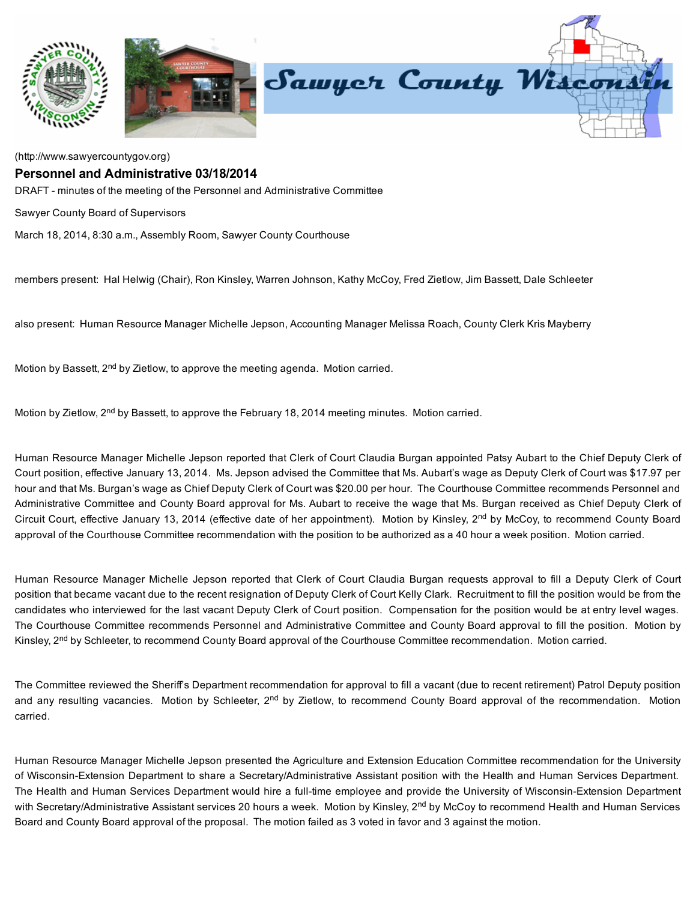(http://www.sawyercountygov.org)

## Personnel and Administrative 03/18/2014

DRAFT - minutes of the meeting of the Personnel and Administrative Committee

Sawyer County Board of Supervisors

March 18, 2014, 8:30 a.m., Assembly Room, Sawyer County Courthouse

members present: Hal Helwig (Chair), Ron Kinsley, Warren Johnson, Kathy McCoy, Fred Zietlow, Jim Bassett, Dale Schleeter

also present: Human Resource Manager Michelle Jepson, Accounting Manager Melissa Roach, County Clerk Kris Mayberry

Motion by Bassett, 2nd by Zietlow, to approve the meeting agenda. Motion carried.

Motion by Zietlow, 2nd by Bassett, to approve the February 18, 2014 meeting minutes. Motion carried.

Human Resource Manager Michelle Jepson reported that Clerk of Court Claudia Burgan appointed Patsy Aubart to the Chief Deputy Clerk of Court position, effective January 13, 2014. Ms. Jepson advised the Committee that Ms. Aubart's wage as Deputy Clerk of Court was $17.97 per hour and that Ms. Burgan's wage as Chief Deputy Clerk of Court was $20.00 per hour. The Courthouse Committee recommends Personnel and Administrative Committee and County Board approval for Ms. Aubart to receive the wage that Ms. Burgan received as Chief Deputy Clerk of Circuit Court, effective January 13, 2014 (effective date of her appointment). Motion by Kinsley, 2nd by McCoy, to recommend County Board approval of the Courthouse Committee recommendation with the position to be authorized as a 40 hour a week position. Motion carried.

Human Resource Manager Michelle Jepson reported that Clerk of Court Claudia Burgan requests approval to fill a Deputy Clerk of Court position that became vacant due to the recent resignation of Deputy Clerk of Court Kelly Clark. Recruitment to fill the position would be from the candidates who interviewed for the last vacant Deputy Clerk of Court position. Compensation for the position would be at entry level wages. The Courthouse Committee recommends Personnel and Administrative Committee and County Board approval to fill the position. Motion by Kinsley, 2nd by Schleeter, to recommend County Board approval of the Courthouse Committee recommendation. Motion carried.

The Committee reviewed the Sheriff's Department recommendation for approval to fill a vacant (due to recent retirement) Patrol Deputy position and any resulting vacancies. Motion by Schleeter, 2nd by Zietlow, to recommend County Board approval of the recommendation. Motion carried.

Human Resource Manager Michelle Jepson presented the Agriculture and Extension Education Committee recommendation for the University of Wisconsin-Extension Department to share a Secretary/Administrative Assistant position with the Health and Human Services Department. The Health and Human Services Department would hire a full-time employee and provide the University of Wisconsin-Extension Department with Secretary/Administrative Assistant services 20 hours a week. Motion by Kinsley, 2nd by McCoy to recommend Health and Human Services Board and County Board approval of the proposal. The motion failed as 3 voted in favor and 3 against the motion.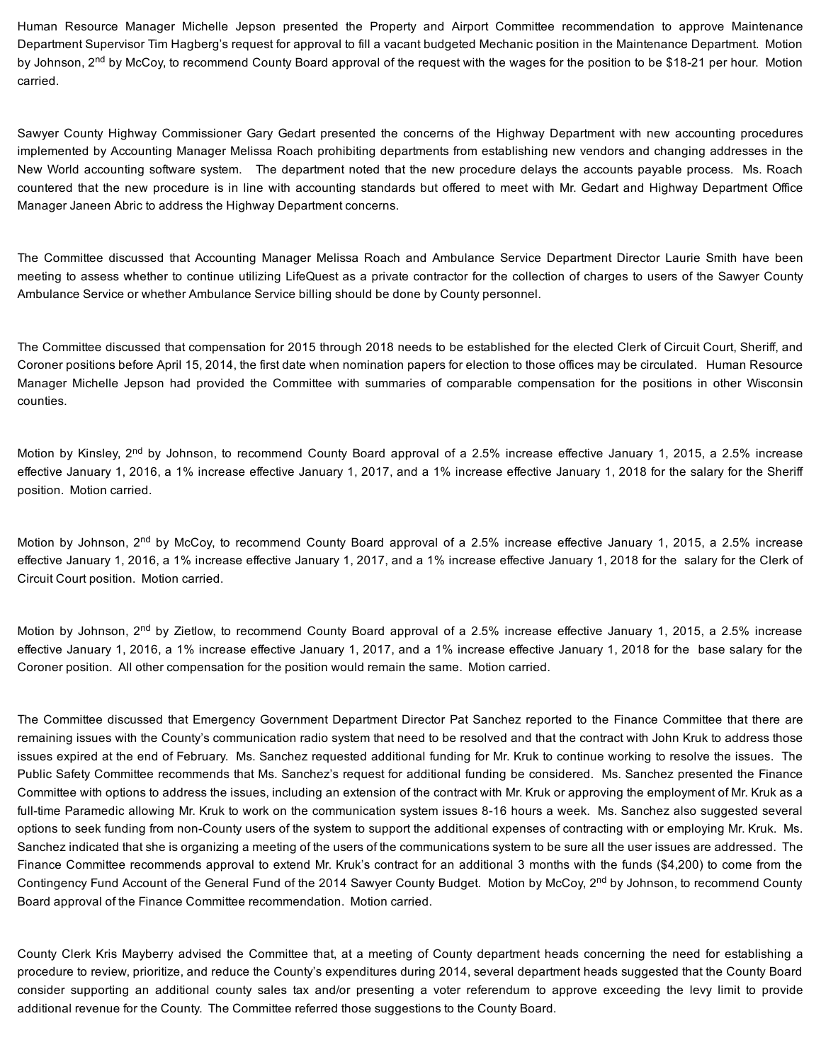Human Resource Manager Michelle Jepson presented the Property and Airport Committee recommendation to approve Maintenance Department Supervisor Tim Hagberg's request for approval to fill a vacant budgeted Mechanic position in the Maintenance Department. Motion by Johnson, 2nd by McCoy, to recommend County Board approval of the request with the wages for the position to be $18-21 per hour. Motion carried.

Sawyer County Highway Commissioner Gary Gedart presented the concerns of the Highway Department with new accounting procedures implemented by Accounting Manager Melissa Roach prohibiting departments from establishing new vendors and changing addresses in the New World accounting software system. The department noted that the new procedure delays the accounts payable process. Ms. Roach countered that the new procedure is in line with accounting standards but offered to meet with Mr. Gedart and Highway Department Office Manager Janeen Abric to address the Highway Department concerns.

The Committee discussed that Accounting Manager Melissa Roach and Ambulance Service Department Director Laurie Smith have been meeting to assess whether to continue utilizing LifeQuest as a private contractor for the collection of charges to users of the Sawyer County Ambulance Service or whether Ambulance Service billing should be done by County personnel.

The Committee discussed that compensation for 2015 through 2018 needs to be established for the elected Clerk of Circuit Court, Sheriff, and Coroner positions before April 15, 2014, the first date when nomination papers for election to those offices may be circulated. Human Resource Manager Michelle Jepson had provided the Committee with summaries of comparable compensation for the positions in other Wisconsin counties.

Motion by Kinsley, 2nd by Johnson, to recommend County Board approval of a 2.5% increase effective January 1, 2015, a 2.5% increase effective January 1, 2016, a 1% increase effective January 1, 2017, and a 1% increase effective January 1, 2018 for the salary for the Sheriff position. Motion carried.

Motion by Johnson, 2nd by McCoy, to recommend County Board approval of a 2.5% increase effective January 1, 2015, a 2.5% increase effective January 1, 2016, a 1% increase effective January 1, 2017, and a 1% increase effective January 1, 2018 for the salary for the Clerk of Circuit Court position. Motion carried.

Motion by Johnson, 2nd by Zietlow, to recommend County Board approval of a 2.5% increase effective January 1, 2015, a 2.5% increase effective January 1, 2016, a 1% increase effective January 1, 2017, and a 1% increase effective January 1, 2018 for the base salary for the Coroner position. All other compensation for the position would remain the same. Motion carried.

The Committee discussed that Emergency Government Department Director Pat Sanchez reported to the Finance Committee that there are remaining issues with the County's communication radio system that need to be resolved and that the contract with John Kruk to address those issues expired at the end of February. Ms. Sanchez requested additional funding for Mr. Kruk to continue working to resolve the issues. The Public Safety Committee recommends that Ms. Sanchez's request for additional funding be considered. Ms. Sanchez presented the Finance Committee with options to address the issues, including an extension of the contract with Mr. Kruk or approving the employment of Mr. Kruk as a full-time Paramedic allowing Mr. Kruk to work on the communication system issues 8-16 hours a week. Ms. Sanchez also suggested several options to seek funding from non-County users of the system to support the additional expenses of contracting with or employing Mr. Kruk. Ms. Sanchez indicated that she is organizing a meeting of the users of the communications system to be sure all the user issues are addressed. The Finance Committee recommends approval to extend Mr. Kruk's contract for an additional 3 months with the funds ($4,200) to come from the Contingency Fund Account of the General Fund of the 2014 Sawyer County Budget. Motion by McCoy, 2nd by Johnson, to recommend County Board approval of the Finance Committee recommendation. Motion carried.

County Clerk Kris Mayberry advised the Committee that, at a meeting of County department heads concerning the need for establishing a procedure to review, prioritize, and reduce the County's expenditures during 2014, several department heads suggested that the County Board consider supporting an additional county sales tax and/or presenting a voter referendum to approve exceeding the levy limit to provide additional revenue for the County. The Committee referred those suggestions to the County Board.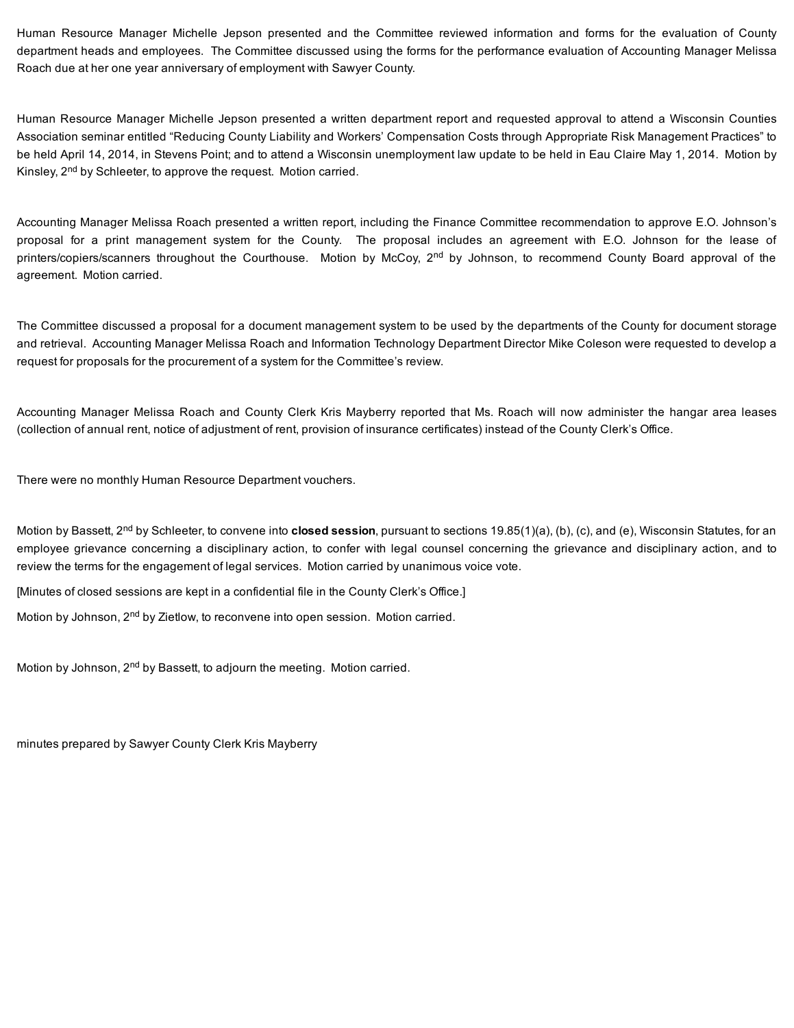Human Resource Manager Michelle Jepson presented and the Committee reviewed information and forms for the evaluation of County department heads and employees. The Committee discussed using the forms for the performance evaluation of Accounting Manager Melissa Roach due at her one year anniversary of employment with Sawyer County.

Human Resource Manager Michelle Jepson presented a written department report and requested approval to attend a Wisconsin Counties Association seminar entitled "Reducing County Liability and Workers' Compensation Costs through Appropriate Risk Management Practices" to be held April 14, 2014, in Stevens Point; and to attend a Wisconsin unemployment law update to be held in Eau Claire May 1, 2014. Motion by Kinsley, 2nd by Schleeter, to approve the request. Motion carried.

Accounting Manager Melissa Roach presented a written report, including the Finance Committee recommendation to approve E.O. Johnson's proposal for a print management system for the County. The proposal includes an agreement with E.O. Johnson for the lease of printers/copiers/scanners throughout the Courthouse. Motion by McCoy, 2nd by Johnson, to recommend County Board approval of the agreement. Motion carried.

The Committee discussed a proposal for a document management system to be used by the departments of the County for document storage and retrieval. Accounting Manager Melissa Roach and Information Technology Department Director Mike Coleson were requested to develop a request for proposals for the procurement of a system for the Committee's review.

Accounting Manager Melissa Roach and County Clerk Kris Mayberry reported that Ms. Roach will now administer the hangar area leases (collection of annual rent, notice of adjustment of rent, provision of insurance certificates) instead of the County Clerk's Office.

There were no monthly Human Resource Department vouchers.

Motion by Bassett, 2nd by Schleeter, to convene into **closed session**, pursuant to sections 19.85(1)(a), (b), (c), and (e), Wisconsin Statutes, for an employee grievance concerning a disciplinary action, to confer with legal counsel concerning the grievance and disciplinary action, and to review the terms for the engagement of legal services. Motion carried by unanimous voice vote.

[Minutes of closed sessions are kept in a confidential file in the County Clerk's Office.]

Motion by Johnson, 2nd by Zietlow, to reconvene into open session. Motion carried.

Motion by Johnson, 2nd by Bassett, to adjourn the meeting. Motion carried.

minutes prepared by Sawyer County Clerk Kris Mayberry